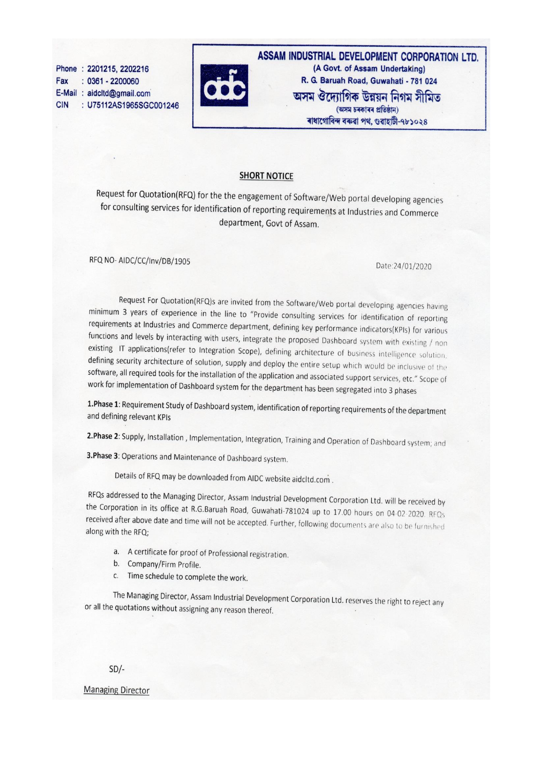Phone : 2201215, 2202216
Fax : 0361 - 2200060
E-Mail : aidcltd@gmail.com
CIN : U75112AS1965SGC001246

**ASSAM INDUSTRIAL DEVELOPMENT CORPORATION LTD.**
**(A Govt. of Assam Undertaking)**
**R. G. Baruah Road, Guwahati - 781 024**

**অসম ঔদ্যোগিক উন্নয়ন নিগম সীমিত**
(অসম চৰকাৰৰ প্ৰতিষ্ঠান)
**ৰাধাগোবিন্দ বৰুৱা পথ, গুৱাহাটী-৭৮১০২৪**

## SHORT NOTICE

Request for Quotation(RFQ) for the the engagement of Software/Web portal developing agencies for consulting services for identification of reporting requirements at Industries and Commerce department, Govt of Assam.

RFQ NO- AIDC/CC/Inv/DB/1905

Date:24/01/2020

Request For Quotation(RFQ)s are invited from the Software/Web portal developing agencies having minimum 3 years of experience in the line to "Provide consulting services for identification of reporting requirements at Industries and Commerce department, defining key performance indicators(KPIs) for various functions and levels by interacting with users, integrate the proposed Dashboard system with existing / non existing IT applications(refer to Integration Scope), defining architecture of business intelligence solution, defining security architecture of solution, supply and deploy the entire setup which would be inclusive of the software, all required tools for the installation of the application and associated support services, etc." Scope of work for implementation of Dashboard system for the department has been segregated into 3 phases

**1.Phase 1**: Requirement Study of Dashboard system, identification of reporting requirements of the department and defining relevant KPIs

**2.Phase 2**: Supply, Installation , Implementation, Integration, Training and Operation of Dashboard system; and

**3.Phase 3**: Operations and Maintenance of Dashboard system.

Details of RFQ may be downloaded from AIDC website aidcltd.com .

RFQs addressed to the Managing Director, Assam Industrial Development Corporation Ltd. will be received by the Corporation in its office at R.G.Baruah Road, Guwahati-781024 up to 17.00 hours on 04-02-2020. RFQs received after above date and time will not be accepted. Further, following documents are also to be furnished along with the RFQ;

a. A certificate for proof of Professional registration.
b. Company/Firm Profile.
c. Time schedule to complete the work.

The Managing Director, Assam Industrial Development Corporation Ltd. reserves the right to reject any or all the quotations without assigning any reason thereof.

SD/-

Managing Director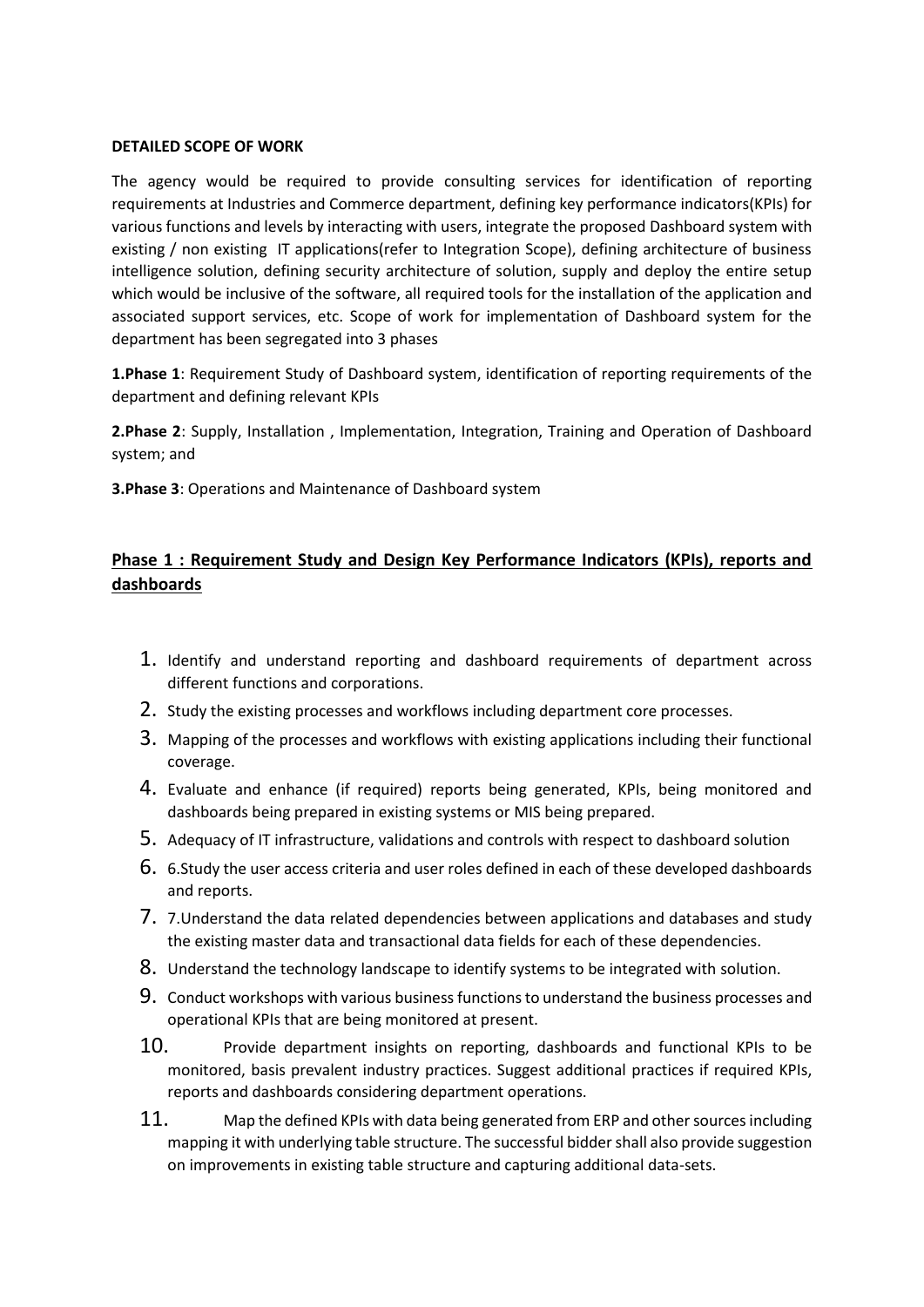**DETAILED SCOPE OF WORK**

The agency would be required to provide consulting services for identification of reporting requirements at Industries and Commerce department, defining key performance indicators(KPIs) for various functions and levels by interacting with users, integrate the proposed Dashboard system with existing / non existing IT applications(refer to Integration Scope), defining architecture of business intelligence solution, defining security architecture of solution, supply and deploy the entire setup which would be inclusive of the software, all required tools for the installation of the application and associated support services, etc. Scope of work for implementation of Dashboard system for the department has been segregated into 3 phases

**1.Phase 1**: Requirement Study of Dashboard system, identification of reporting requirements of the department and defining relevant KPIs

**2.Phase 2**: Supply, Installation , Implementation, Integration, Training and Operation of Dashboard system; and

**3.Phase 3**: Operations and Maintenance of Dashboard system

## Phase 1 : Requirement Study and Design Key Performance Indicators (KPIs), reports and dashboards

1. Identify and understand reporting and dashboard requirements of department across different functions and corporations.
2. Study the existing processes and workflows including department core processes.
3. Mapping of the processes and workflows with existing applications including their functional coverage.
4. Evaluate and enhance (if required) reports being generated, KPIs, being monitored and dashboards being prepared in existing systems or MIS being prepared.
5. Adequacy of IT infrastructure, validations and controls with respect to dashboard solution
6. 6.Study the user access criteria and user roles defined in each of these developed dashboards and reports.
7. 7.Understand the data related dependencies between applications and databases and study the existing master data and transactional data fields for each of these dependencies.
8. Understand the technology landscape to identify systems to be integrated with solution.
9. Conduct workshops with various business functions to understand the business processes and operational KPIs that are being monitored at present.
10. Provide department insights on reporting, dashboards and functional KPIs to be monitored, basis prevalent industry practices. Suggest additional practices if required KPIs, reports and dashboards considering department operations.
11. Map the defined KPIs with data being generated from ERP and other sources including mapping it with underlying table structure. The successful bidder shall also provide suggestion on improvements in existing table structure and capturing additional data-sets.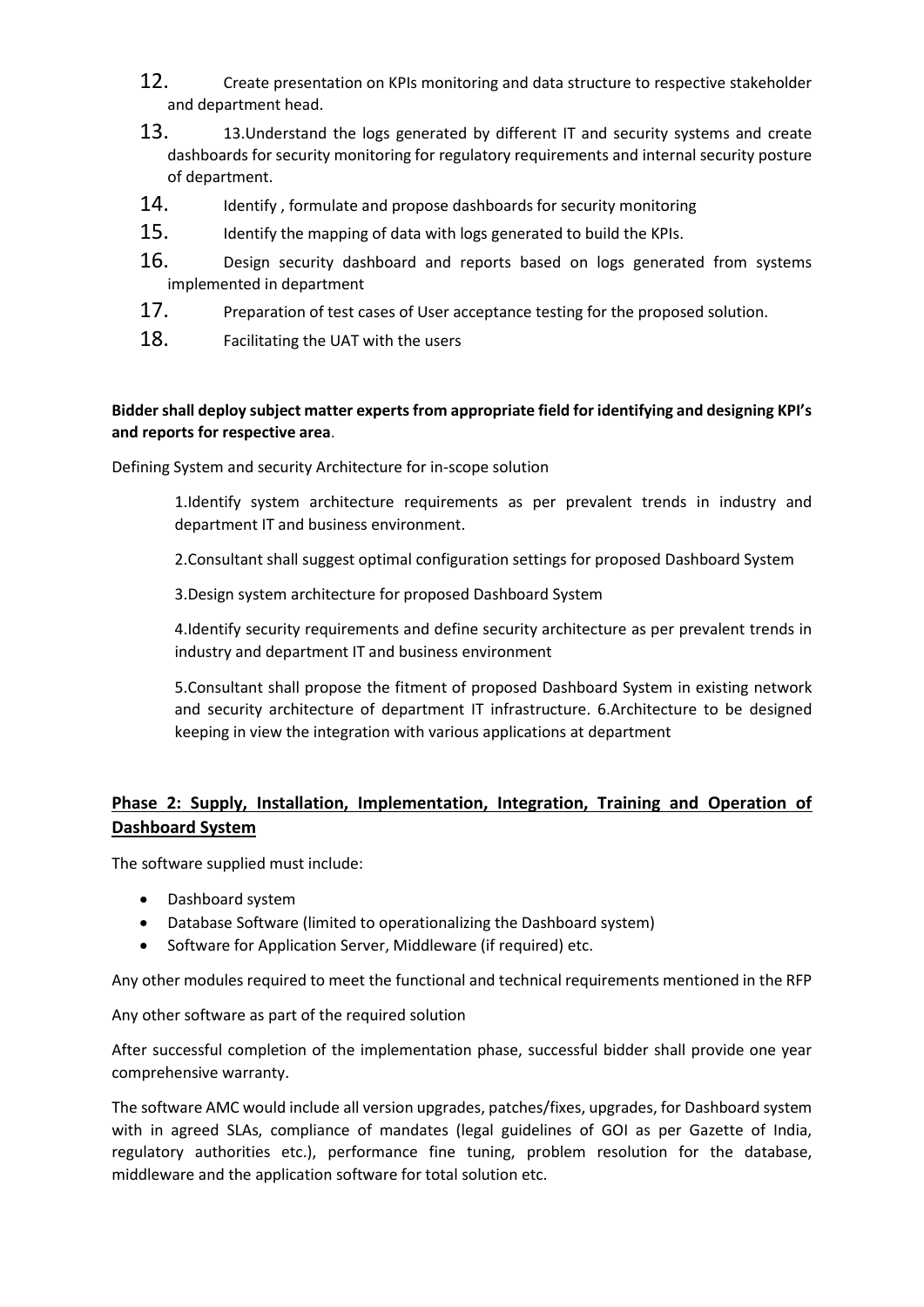12. Create presentation on KPIs monitoring and data structure to respective stakeholder and department head.
13. 13.Understand the logs generated by different IT and security systems and create dashboards for security monitoring for regulatory requirements and internal security posture of department.
14. Identify , formulate and propose dashboards for security monitoring
15. Identify the mapping of data with logs generated to build the KPIs.
16. Design security dashboard and reports based on logs generated from systems implemented in department
17. Preparation of test cases of User acceptance testing for the proposed solution.
18. Facilitating the UAT with the users

**Bidder shall deploy subject matter experts from appropriate field for identifying and designing KPI's and reports for respective area**.

Defining System and security Architecture for in-scope solution

1.Identify system architecture requirements as per prevalent trends in industry and department IT and business environment.

2.Consultant shall suggest optimal configuration settings for proposed Dashboard System

3.Design system architecture for proposed Dashboard System

4.Identify security requirements and define security architecture as per prevalent trends in industry and department IT and business environment

5.Consultant shall propose the fitment of proposed Dashboard System in existing network and security architecture of department IT infrastructure. 6.Architecture to be designed keeping in view the integration with various applications at department

## Phase 2: Supply, Installation, Implementation, Integration, Training and Operation of Dashboard System

The software supplied must include:

- Dashboard system
- Database Software (limited to operationalizing the Dashboard system)
- Software for Application Server, Middleware (if required) etc.

Any other modules required to meet the functional and technical requirements mentioned in the RFP

Any other software as part of the required solution

After successful completion of the implementation phase, successful bidder shall provide one year comprehensive warranty.

The software AMC would include all version upgrades, patches/fixes, upgrades, for Dashboard system with in agreed SLAs, compliance of mandates (legal guidelines of GOI as per Gazette of India, regulatory authorities etc.), performance fine tuning, problem resolution for the database, middleware and the application software for total solution etc.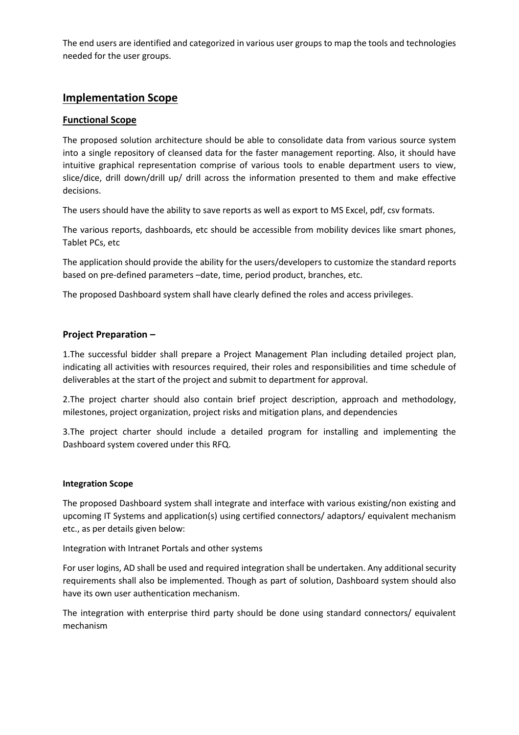The end users are identified and categorized in various user groups to map the tools and technologies needed for the user groups.

## Implementation Scope

### Functional Scope

The proposed solution architecture should be able to consolidate data from various source system into a single repository of cleansed data for the faster management reporting. Also, it should have intuitive graphical representation comprise of various tools to enable department users to view, slice/dice, drill down/drill up/ drill across the information presented to them and make effective decisions.

The users should have the ability to save reports as well as export to MS Excel, pdf, csv formats.

The various reports, dashboards, etc should be accessible from mobility devices like smart phones, Tablet PCs, etc

The application should provide the ability for the users/developers to customize the standard reports based on pre-defined parameters –date, time, period product, branches, etc.

The proposed Dashboard system shall have clearly defined the roles and access privileges.

### Project Preparation –

1.The successful bidder shall prepare a Project Management Plan including detailed project plan, indicating all activities with resources required, their roles and responsibilities and time schedule of deliverables at the start of the project and submit to department for approval.

2.The project charter should also contain brief project description, approach and methodology, milestones, project organization, project risks and mitigation plans, and dependencies

3.The project charter should include a detailed program for installing and implementing the Dashboard system covered under this RFQ.

#### Integration Scope

The proposed Dashboard system shall integrate and interface with various existing/non existing and upcoming IT Systems and application(s) using certified connectors/ adaptors/ equivalent mechanism etc., as per details given below:

Integration with Intranet Portals and other systems

For user logins, AD shall be used and required integration shall be undertaken. Any additional security requirements shall also be implemented. Though as part of solution, Dashboard system should also have its own user authentication mechanism.

The integration with enterprise third party should be done using standard connectors/ equivalent mechanism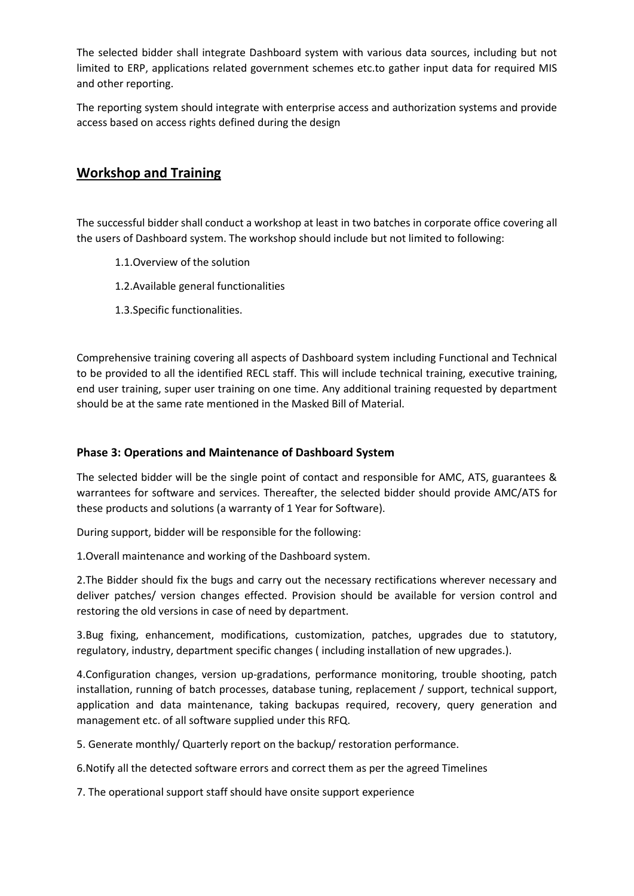The selected bidder shall integrate Dashboard system with various data sources, including but not limited to ERP, applications related government schemes etc.to gather input data for required MIS and other reporting.

The reporting system should integrate with enterprise access and authorization systems and provide access based on access rights defined during the design

## Workshop and Training

The successful bidder shall conduct a workshop at least in two batches in corporate office covering all the users of Dashboard system. The workshop should include but not limited to following:

1.1.Overview of the solution

1.2.Available general functionalities

1.3.Specific functionalities.

Comprehensive training covering all aspects of Dashboard system including Functional and Technical to be provided to all the identified RECL staff. This will include technical training, executive training, end user training, super user training on one time. Any additional training requested by department should be at the same rate mentioned in the Masked Bill of Material.

### Phase 3: Operations and Maintenance of Dashboard System

The selected bidder will be the single point of contact and responsible for AMC, ATS, guarantees & warrantees for software and services. Thereafter, the selected bidder should provide AMC/ATS for these products and solutions (a warranty of 1 Year for Software).

During support, bidder will be responsible for the following:

1.Overall maintenance and working of the Dashboard system.

2.The Bidder should fix the bugs and carry out the necessary rectifications wherever necessary and deliver patches/ version changes effected. Provision should be available for version control and restoring the old versions in case of need by department.

3.Bug fixing, enhancement, modifications, customization, patches, upgrades due to statutory, regulatory, industry, department specific changes ( including installation of new upgrades.).

4.Configuration changes, version up-gradations, performance monitoring, trouble shooting, patch installation, running of batch processes, database tuning, replacement / support, technical support, application and data maintenance, taking backupas required, recovery, query generation and management etc. of all software supplied under this RFQ.

5. Generate monthly/ Quarterly report on the backup/ restoration performance.

6.Notify all the detected software errors and correct them as per the agreed Timelines

7. The operational support staff should have onsite support experience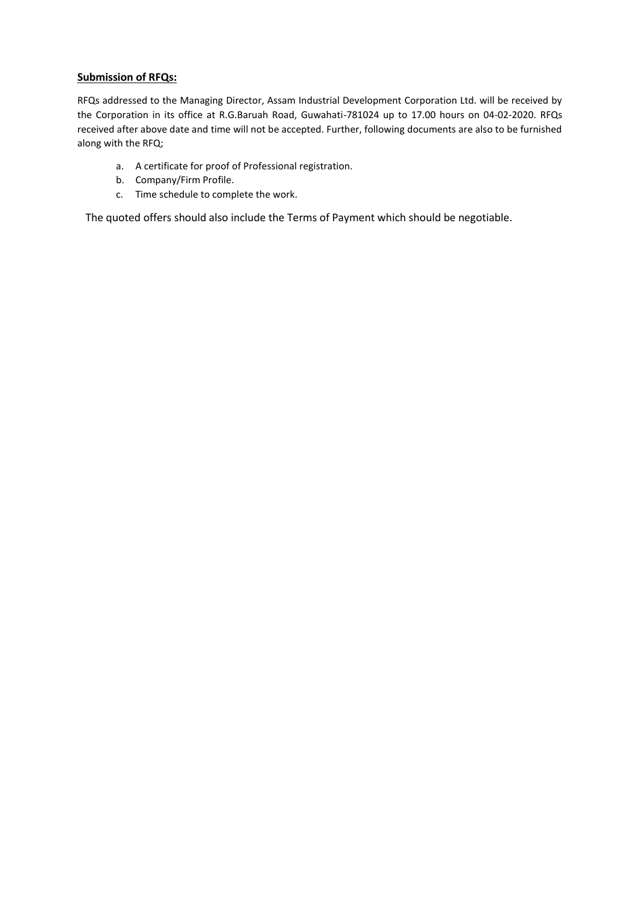**Submission of RFQs:**

RFQs addressed to the Managing Director, Assam Industrial Development Corporation Ltd. will be received by the Corporation in its office at R.G.Baruah Road, Guwahati-781024 up to 17.00 hours on 04-02-2020. RFQs received after above date and time will not be accepted. Further, following documents are also to be furnished along with the RFQ;

a. A certificate for proof of Professional registration.
b. Company/Firm Profile.
c. Time schedule to complete the work.

The quoted offers should also include the Terms of Payment which should be negotiable.